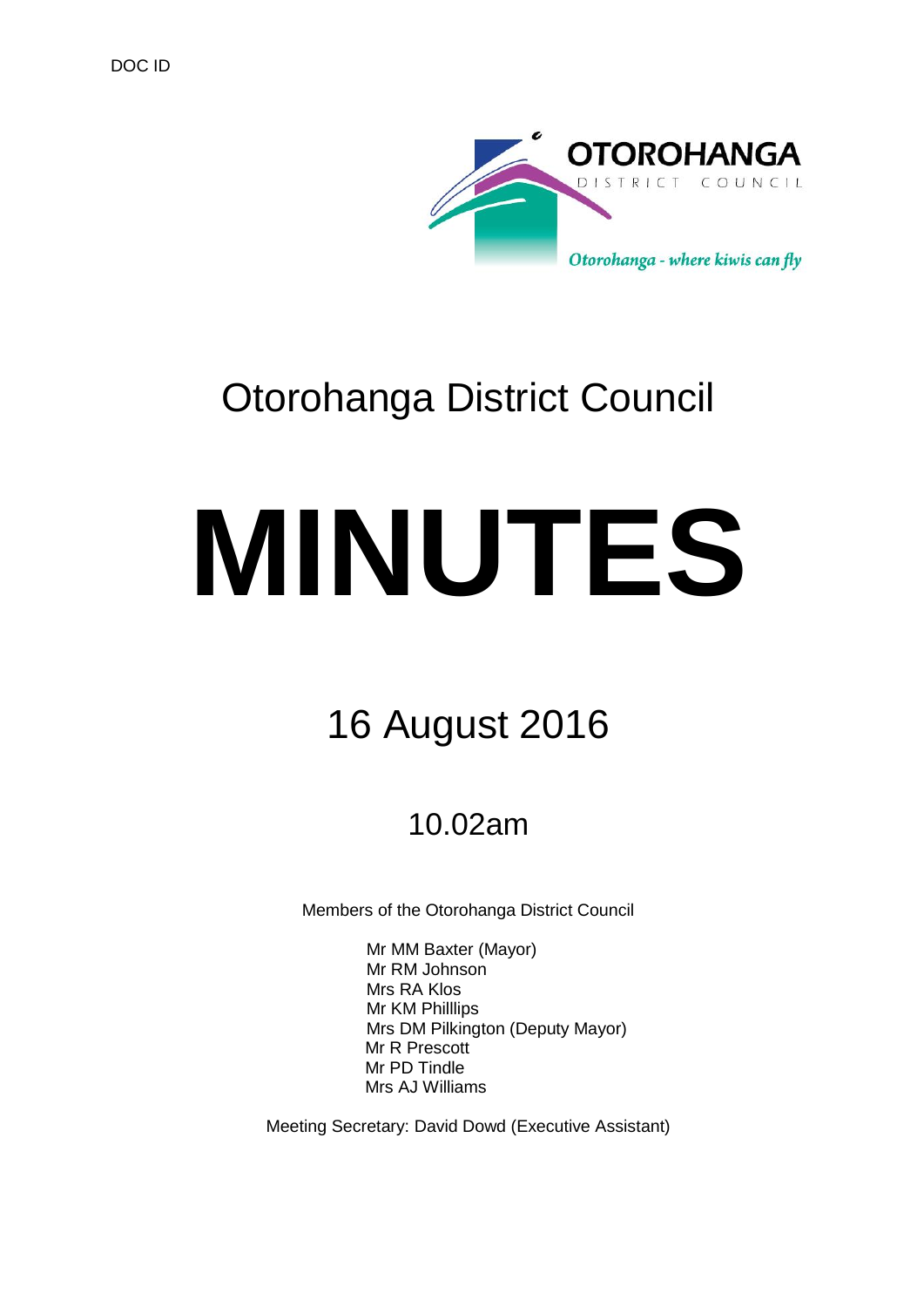DOC ID

OTOROHANGA DISTRICT COUNCIL

*Otorohanga - where kiwis can fly*

# Otorohanga District Council

# MINUTES

## 16 August 2016

### 10.02am

Members of the Otorohanga District Council

Mr MM Baxter (Mayor)
Mr RM Johnson
Mrs RA Klos
Mr KM Philllips
Mrs DM Pilkington (Deputy Mayor)
Mr R Prescott
Mr PD Tindle
Mrs AJ Williams

Meeting Secretary: David Dowd (Executive Assistant)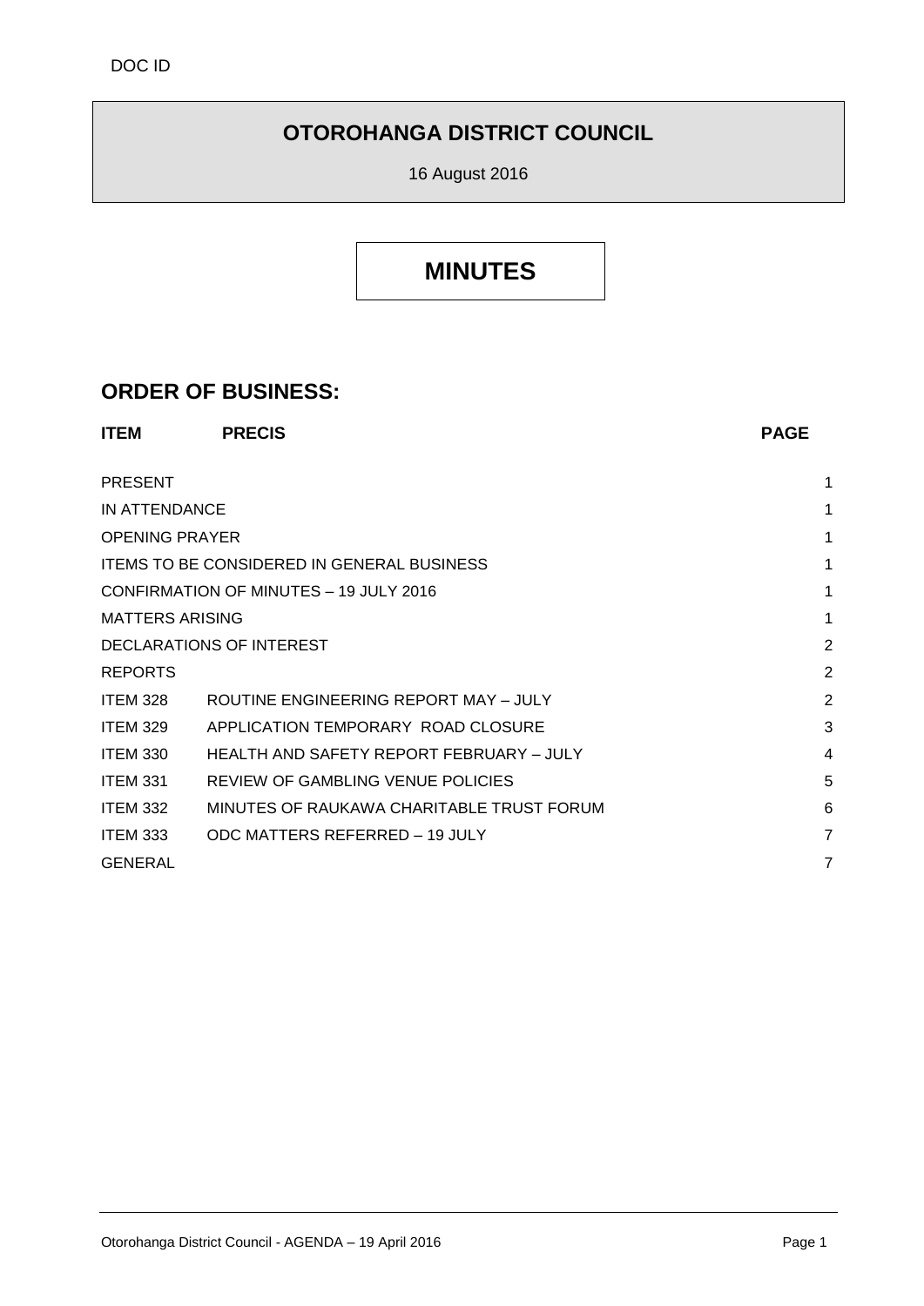DOC ID

# OTOROHANGA DISTRICT COUNCIL

16 August 2016

# MINUTES

## ORDER OF BUSINESS:

| ITEM | PRECIS | PAGE |
|---|---|---|
| PRESENT | | 1 |
| IN ATTENDANCE | | 1 |
| OPENING PRAYER | | 1 |
| ITEMS TO BE CONSIDERED IN GENERAL BUSINESS | | 1 |
| CONFIRMATION OF MINUTES – 19 JULY 2016 | | 1 |
| MATTERS ARISING | | 1 |
| DECLARATIONS OF INTEREST | | 2 |
| REPORTS | | 2 |
| ITEM 328 | ROUTINE ENGINEERING REPORT MAY – JULY | 2 |
| ITEM 329 | APPLICATION TEMPORARY ROAD CLOSURE | 3 |
| ITEM 330 | HEALTH AND SAFETY REPORT FEBRUARY – JULY | 4 |
| ITEM 331 | REVIEW OF GAMBLING VENUE POLICIES | 5 |
| ITEM 332 | MINUTES OF RAUKAWA CHARITABLE TRUST FORUM | 6 |
| ITEM 333 | ODC MATTERS REFERRED – 19 JULY | 7 |
| GENERAL | | 7 |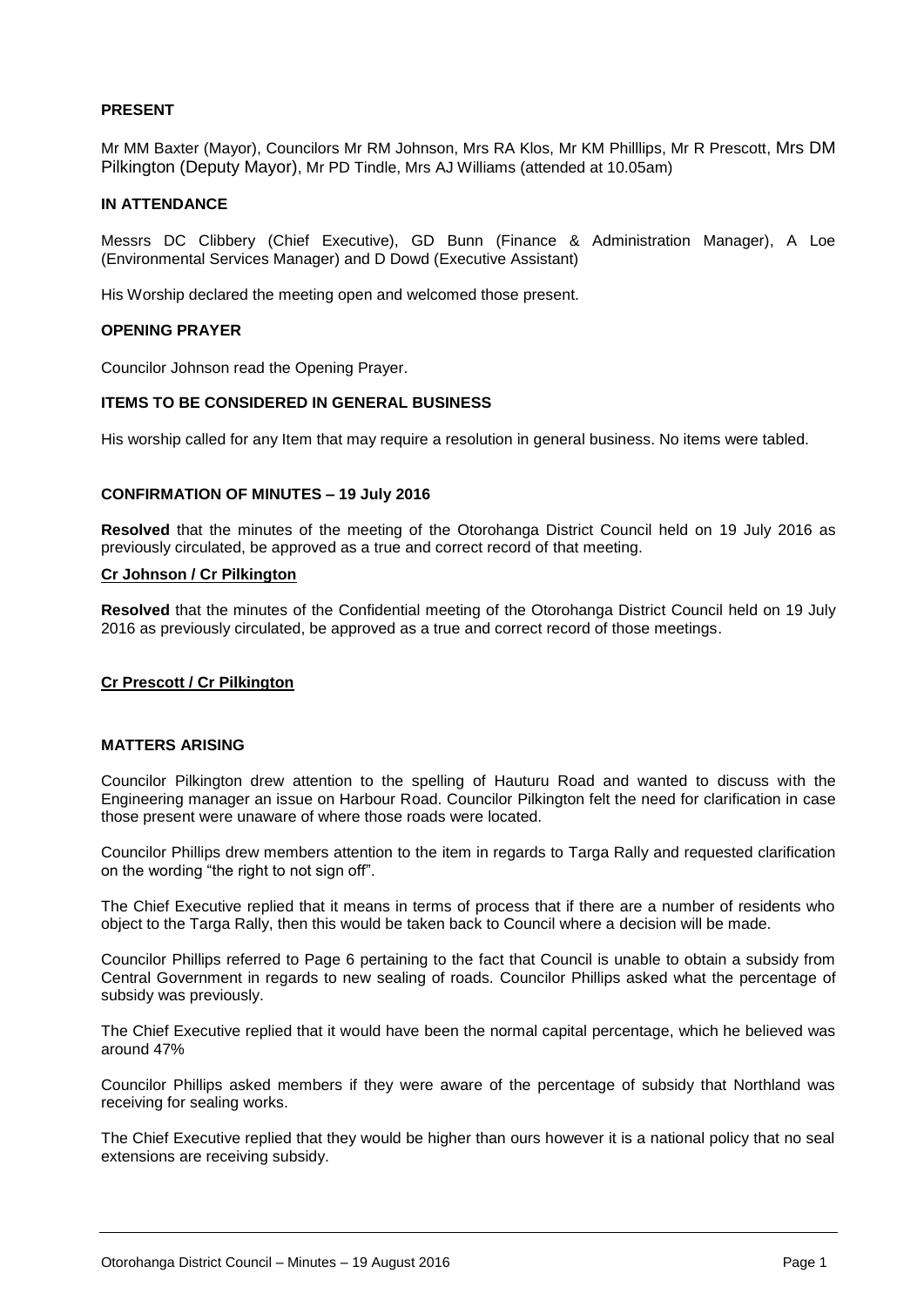**PRESENT**

Mr MM Baxter (Mayor), Councilors Mr RM Johnson, Mrs RA Klos, Mr KM Philllips, Mr R Prescott, Mrs DM Pilkington (Deputy Mayor), Mr PD Tindle, Mrs AJ Williams (attended at 10.05am)

**IN ATTENDANCE**

Messrs DC Clibbery (Chief Executive), GD Bunn (Finance & Administration Manager), A Loe (Environmental Services Manager) and D Dowd (Executive Assistant)

His Worship declared the meeting open and welcomed those present.

**OPENING PRAYER**

Councilor Johnson read the Opening Prayer.

**ITEMS TO BE CONSIDERED IN GENERAL BUSINESS**

His worship called for any Item that may require a resolution in general business. No items were tabled.

**CONFIRMATION OF MINUTES – 19 July 2016**

**Resolved** that the minutes of the meeting of the Otorohanga District Council held on 19 July 2016 as previously circulated, be approved as a true and correct record of that meeting.

**Cr Johnson / Cr Pilkington**

**Resolved** that the minutes of the Confidential meeting of the Otorohanga District Council held on 19 July 2016 as previously circulated, be approved as a true and correct record of those meetings.

**Cr Prescott / Cr Pilkington**

**MATTERS ARISING**

Councilor Pilkington drew attention to the spelling of Hauturu Road and wanted to discuss with the Engineering manager an issue on Harbour Road. Councilor Pilkington felt the need for clarification in case those present were unaware of where those roads were located.

Councilor Phillips drew members attention to the item in regards to Targa Rally and requested clarification on the wording "the right to not sign off".

The Chief Executive replied that it means in terms of process that if there are a number of residents who object to the Targa Rally, then this would be taken back to Council where a decision will be made.

Councilor Phillips referred to Page 6 pertaining to the fact that Council is unable to obtain a subsidy from Central Government in regards to new sealing of roads. Councilor Phillips asked what the percentage of subsidy was previously.

The Chief Executive replied that it would have been the normal capital percentage, which he believed was around 47%

Councilor Phillips asked members if they were aware of the percentage of subsidy that Northland was receiving for sealing works.

The Chief Executive replied that they would be higher than ours however it is a national policy that no seal extensions are receiving subsidy.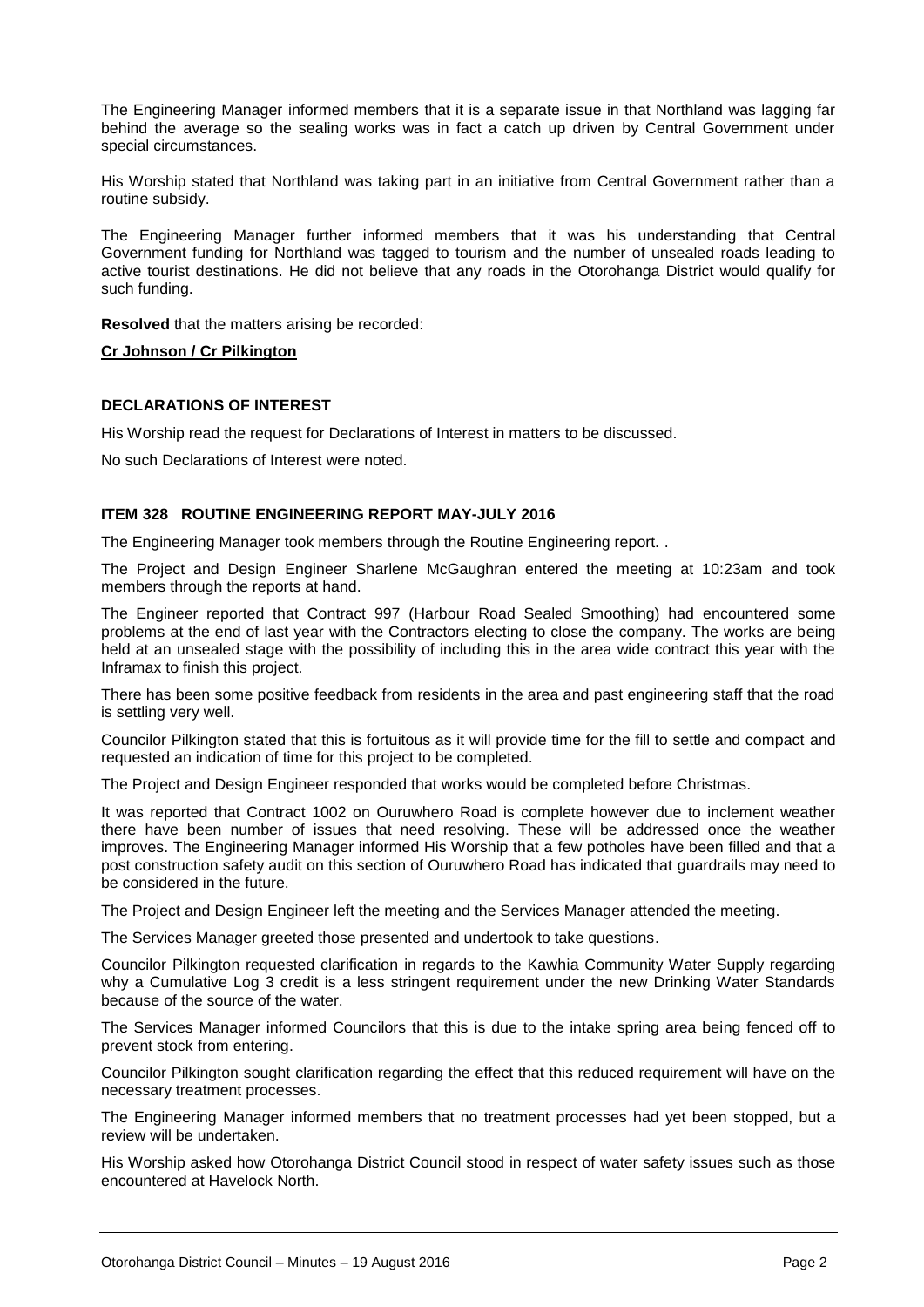The Engineering Manager informed members that it is a separate issue in that Northland was lagging far behind the average so the sealing works was in fact a catch up driven by Central Government under special circumstances.

His Worship stated that Northland was taking part in an initiative from Central Government rather than a routine subsidy.

The Engineering Manager further informed members that it was his understanding that Central Government funding for Northland was tagged to tourism and the number of unsealed roads leading to active tourist destinations. He did not believe that any roads in the Otorohanga District would qualify for such funding.

**Resolved** that the matters arising be recorded:

**Cr Johnson / Cr Pilkington**

**DECLARATIONS OF INTEREST**

His Worship read the request for Declarations of Interest in matters to be discussed.

No such Declarations of Interest were noted.

**ITEM 328 ROUTINE ENGINEERING REPORT MAY-JULY 2016**

The Engineering Manager took members through the Routine Engineering report. .

The Project and Design Engineer Sharlene McGaughran entered the meeting at 10:23am and took members through the reports at hand.

The Engineer reported that Contract 997 (Harbour Road Sealed Smoothing) had encountered some problems at the end of last year with the Contractors electing to close the company. The works are being held at an unsealed stage with the possibility of including this in the area wide contract this year with the Inframax to finish this project.

There has been some positive feedback from residents in the area and past engineering staff that the road is settling very well.

Councilor Pilkington stated that this is fortuitous as it will provide time for the fill to settle and compact and requested an indication of time for this project to be completed.

The Project and Design Engineer responded that works would be completed before Christmas.

It was reported that Contract 1002 on Ouruwhero Road is complete however due to inclement weather there have been number of issues that need resolving. These will be addressed once the weather improves. The Engineering Manager informed His Worship that a few potholes have been filled and that a post construction safety audit on this section of Ouruwhero Road has indicated that guardrails may need to be considered in the future.

The Project and Design Engineer left the meeting and the Services Manager attended the meeting.

The Services Manager greeted those presented and undertook to take questions.

Councilor Pilkington requested clarification in regards to the Kawhia Community Water Supply regarding why a Cumulative Log 3 credit is a less stringent requirement under the new Drinking Water Standards because of the source of the water.

The Services Manager informed Councilors that this is due to the intake spring area being fenced off to prevent stock from entering.

Councilor Pilkington sought clarification regarding the effect that this reduced requirement will have on the necessary treatment processes.

The Engineering Manager informed members that no treatment processes had yet been stopped, but a review will be undertaken.

His Worship asked how Otorohanga District Council stood in respect of water safety issues such as those encountered at Havelock North.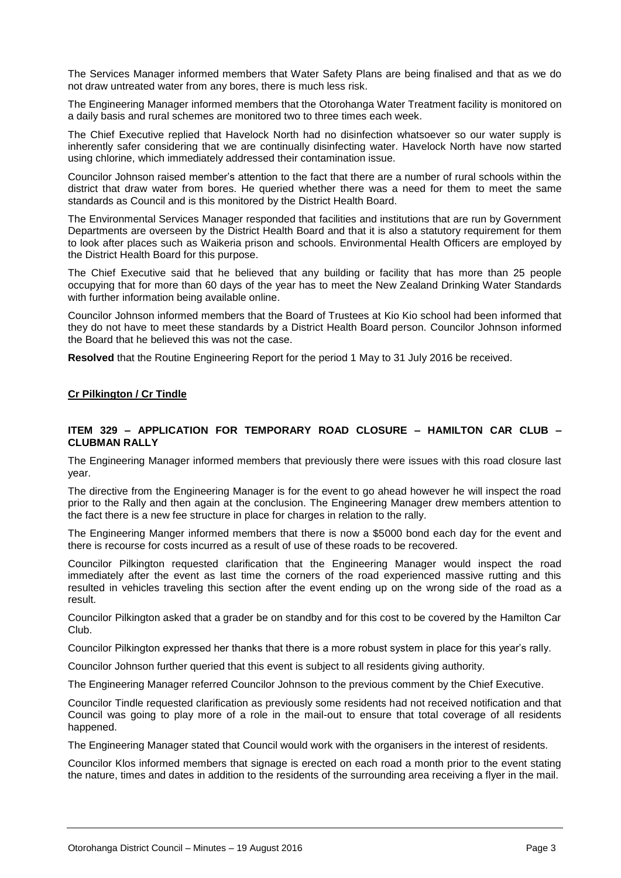The Services Manager informed members that Water Safety Plans are being finalised and that as we do not draw untreated water from any bores, there is much less risk.

The Engineering Manager informed members that the Otorohanga Water Treatment facility is monitored on a daily basis and rural schemes are monitored two to three times each week.

The Chief Executive replied that Havelock North had no disinfection whatsoever so our water supply is inherently safer considering that we are continually disinfecting water. Havelock North have now started using chlorine, which immediately addressed their contamination issue.

Councilor Johnson raised member's attention to the fact that there are a number of rural schools within the district that draw water from bores. He queried whether there was a need for them to meet the same standards as Council and is this monitored by the District Health Board.

The Environmental Services Manager responded that facilities and institutions that are run by Government Departments are overseen by the District Health Board and that it is also a statutory requirement for them to look after places such as Waikeria prison and schools. Environmental Health Officers are employed by the District Health Board for this purpose.

The Chief Executive said that he believed that any building or facility that has more than 25 people occupying that for more than 60 days of the year has to meet the New Zealand Drinking Water Standards with further information being available online.

Councilor Johnson informed members that the Board of Trustees at Kio Kio school had been informed that they do not have to meet these standards by a District Health Board person. Councilor Johnson informed the Board that he believed this was not the case.

**Resolved** that the Routine Engineering Report for the period 1 May to 31 July 2016 be received.

**Cr Pilkington / Cr Tindle**

### ITEM 329 – APPLICATION FOR TEMPORARY ROAD CLOSURE – HAMILTON CAR CLUB – CLUBMAN RALLY

The Engineering Manager informed members that previously there were issues with this road closure last year.

The directive from the Engineering Manager is for the event to go ahead however he will inspect the road prior to the Rally and then again at the conclusion. The Engineering Manager drew members attention to the fact there is a new fee structure in place for charges in relation to the rally.

The Engineering Manger informed members that there is now a $5000 bond each day for the event and there is recourse for costs incurred as a result of use of these roads to be recovered.

Councilor Pilkington requested clarification that the Engineering Manager would inspect the road immediately after the event as last time the corners of the road experienced massive rutting and this resulted in vehicles traveling this section after the event ending up on the wrong side of the road as a result.

Councilor Pilkington asked that a grader be on standby and for this cost to be covered by the Hamilton Car Club.

Councilor Pilkington expressed her thanks that there is a more robust system in place for this year's rally.

Councilor Johnson further queried that this event is subject to all residents giving authority.

The Engineering Manager referred Councilor Johnson to the previous comment by the Chief Executive.

Councilor Tindle requested clarification as previously some residents had not received notification and that Council was going to play more of a role in the mail-out to ensure that total coverage of all residents happened.

The Engineering Manager stated that Council would work with the organisers in the interest of residents.

Councilor Klos informed members that signage is erected on each road a month prior to the event stating the nature, times and dates in addition to the residents of the surrounding area receiving a flyer in the mail.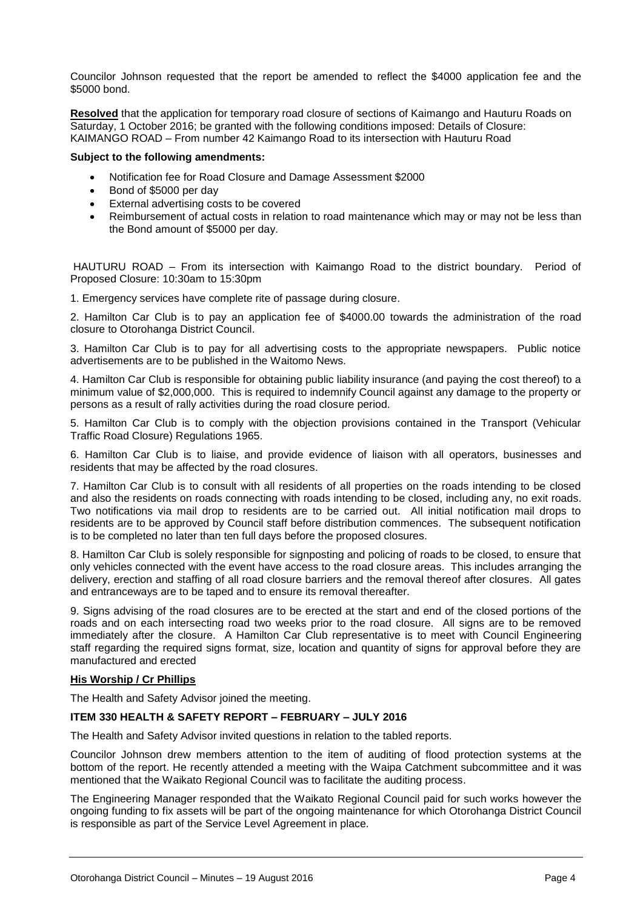Councilor Johnson requested that the report be amended to reflect the $4000 application fee and the $5000 bond.

**Resolved** that the application for temporary road closure of sections of Kaimango and Hauturu Roads on Saturday, 1 October 2016; be granted with the following conditions imposed: Details of Closure: KAIMANGO ROAD – From number 42 Kaimango Road to its intersection with Hauturu Road

**Subject to the following amendments:**

- Notification fee for Road Closure and Damage Assessment $2000
- Bond of $5000 per day
- External advertising costs to be covered
- Reimbursement of actual costs in relation to road maintenance which may or may not be less than the Bond amount of $5000 per day.

HAUTURU ROAD – From its intersection with Kaimango Road to the district boundary. Period of Proposed Closure: 10:30am to 15:30pm

1. Emergency services have complete rite of passage during closure.

2. Hamilton Car Club is to pay an application fee of $4000.00 towards the administration of the road closure to Otorohanga District Council.

3. Hamilton Car Club is to pay for all advertising costs to the appropriate newspapers. Public notice advertisements are to be published in the Waitomo News.

4. Hamilton Car Club is responsible for obtaining public liability insurance (and paying the cost thereof) to a minimum value of $2,000,000. This is required to indemnify Council against any damage to the property or persons as a result of rally activities during the road closure period.

5. Hamilton Car Club is to comply with the objection provisions contained in the Transport (Vehicular Traffic Road Closure) Regulations 1965.

6. Hamilton Car Club is to liaise, and provide evidence of liaison with all operators, businesses and residents that may be affected by the road closures.

7. Hamilton Car Club is to consult with all residents of all properties on the roads intending to be closed and also the residents on roads connecting with roads intending to be closed, including any, no exit roads. Two notifications via mail drop to residents are to be carried out. All initial notification mail drops to residents are to be approved by Council staff before distribution commences. The subsequent notification is to be completed no later than ten full days before the proposed closures.

8. Hamilton Car Club is solely responsible for signposting and policing of roads to be closed, to ensure that only vehicles connected with the event have access to the road closure areas. This includes arranging the delivery, erection and staffing of all road closure barriers and the removal thereof after closures. All gates and entranceways are to be taped and to ensure its removal thereafter.

9. Signs advising of the road closures are to be erected at the start and end of the closed portions of the roads and on each intersecting road two weeks prior to the road closure. All signs are to be removed immediately after the closure. A Hamilton Car Club representative is to meet with Council Engineering staff regarding the required signs format, size, location and quantity of signs for approval before they are manufactured and erected

**His Worship / Cr Phillips**

The Health and Safety Advisor joined the meeting.

**ITEM 330 HEALTH & SAFETY REPORT – FEBRUARY – JULY 2016**

The Health and Safety Advisor invited questions in relation to the tabled reports.

Councilor Johnson drew members attention to the item of auditing of flood protection systems at the bottom of the report. He recently attended a meeting with the Waipa Catchment subcommittee and it was mentioned that the Waikato Regional Council was to facilitate the auditing process.

The Engineering Manager responded that the Waikato Regional Council paid for such works however the ongoing funding to fix assets will be part of the ongoing maintenance for which Otorohanga District Council is responsible as part of the Service Level Agreement in place.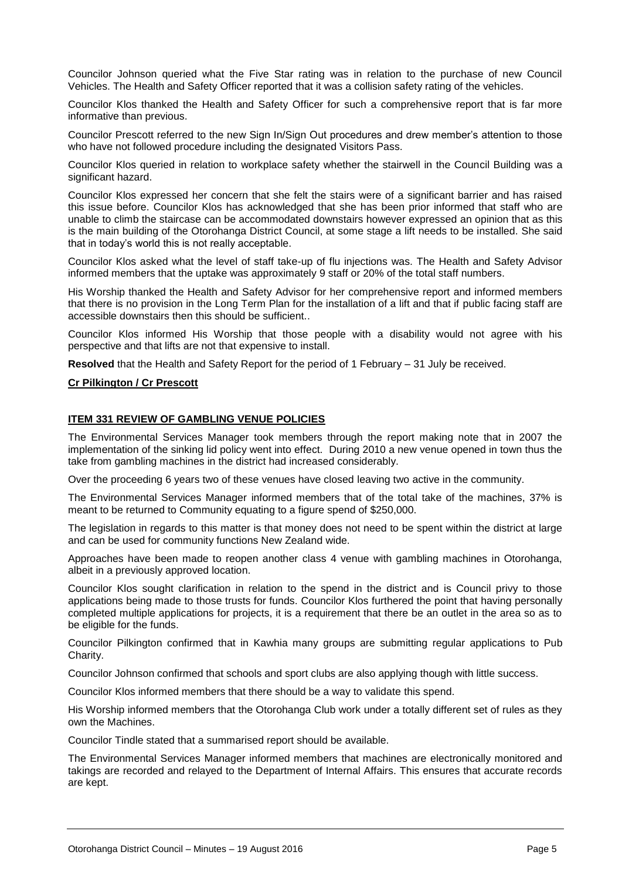Councilor Johnson queried what the Five Star rating was in relation to the purchase of new Council Vehicles. The Health and Safety Officer reported that it was a collision safety rating of the vehicles.

Councilor Klos thanked the Health and Safety Officer for such a comprehensive report that is far more informative than previous.

Councilor Prescott referred to the new Sign In/Sign Out procedures and drew member's attention to those who have not followed procedure including the designated Visitors Pass.

Councilor Klos queried in relation to workplace safety whether the stairwell in the Council Building was a significant hazard.

Councilor Klos expressed her concern that she felt the stairs were of a significant barrier and has raised this issue before. Councilor Klos has acknowledged that she has been prior informed that staff who are unable to climb the staircase can be accommodated downstairs however expressed an opinion that as this is the main building of the Otorohanga District Council, at some stage a lift needs to be installed. She said that in today's world this is not really acceptable.

Councilor Klos asked what the level of staff take-up of flu injections was. The Health and Safety Advisor informed members that the uptake was approximately 9 staff or 20% of the total staff numbers.

His Worship thanked the Health and Safety Advisor for her comprehensive report and informed members that there is no provision in the Long Term Plan for the installation of a lift and that if public facing staff are accessible downstairs then this should be sufficient..

Councilor Klos informed His Worship that those people with a disability would not agree with his perspective and that lifts are not that expensive to install.

**Resolved** that the Health and Safety Report for the period of 1 February – 31 July be received.

**Cr Pilkington / Cr Prescott**

**ITEM 331 REVIEW OF GAMBLING VENUE POLICIES**

The Environmental Services Manager took members through the report making note that in 2007 the implementation of the sinking lid policy went into effect. During 2010 a new venue opened in town thus the take from gambling machines in the district had increased considerably.

Over the proceeding 6 years two of these venues have closed leaving two active in the community.

The Environmental Services Manager informed members that of the total take of the machines, 37% is meant to be returned to Community equating to a figure spend of $250,000.

The legislation in regards to this matter is that money does not need to be spent within the district at large and can be used for community functions New Zealand wide.

Approaches have been made to reopen another class 4 venue with gambling machines in Otorohanga, albeit in a previously approved location.

Councilor Klos sought clarification in relation to the spend in the district and is Council privy to those applications being made to those trusts for funds. Councilor Klos furthered the point that having personally completed multiple applications for projects, it is a requirement that there be an outlet in the area so as to be eligible for the funds.

Councilor Pilkington confirmed that in Kawhia many groups are submitting regular applications to Pub Charity.

Councilor Johnson confirmed that schools and sport clubs are also applying though with little success.

Councilor Klos informed members that there should be a way to validate this spend.

His Worship informed members that the Otorohanga Club work under a totally different set of rules as they own the Machines.

Councilor Tindle stated that a summarised report should be available.

The Environmental Services Manager informed members that machines are electronically monitored and takings are recorded and relayed to the Department of Internal Affairs. This ensures that accurate records are kept.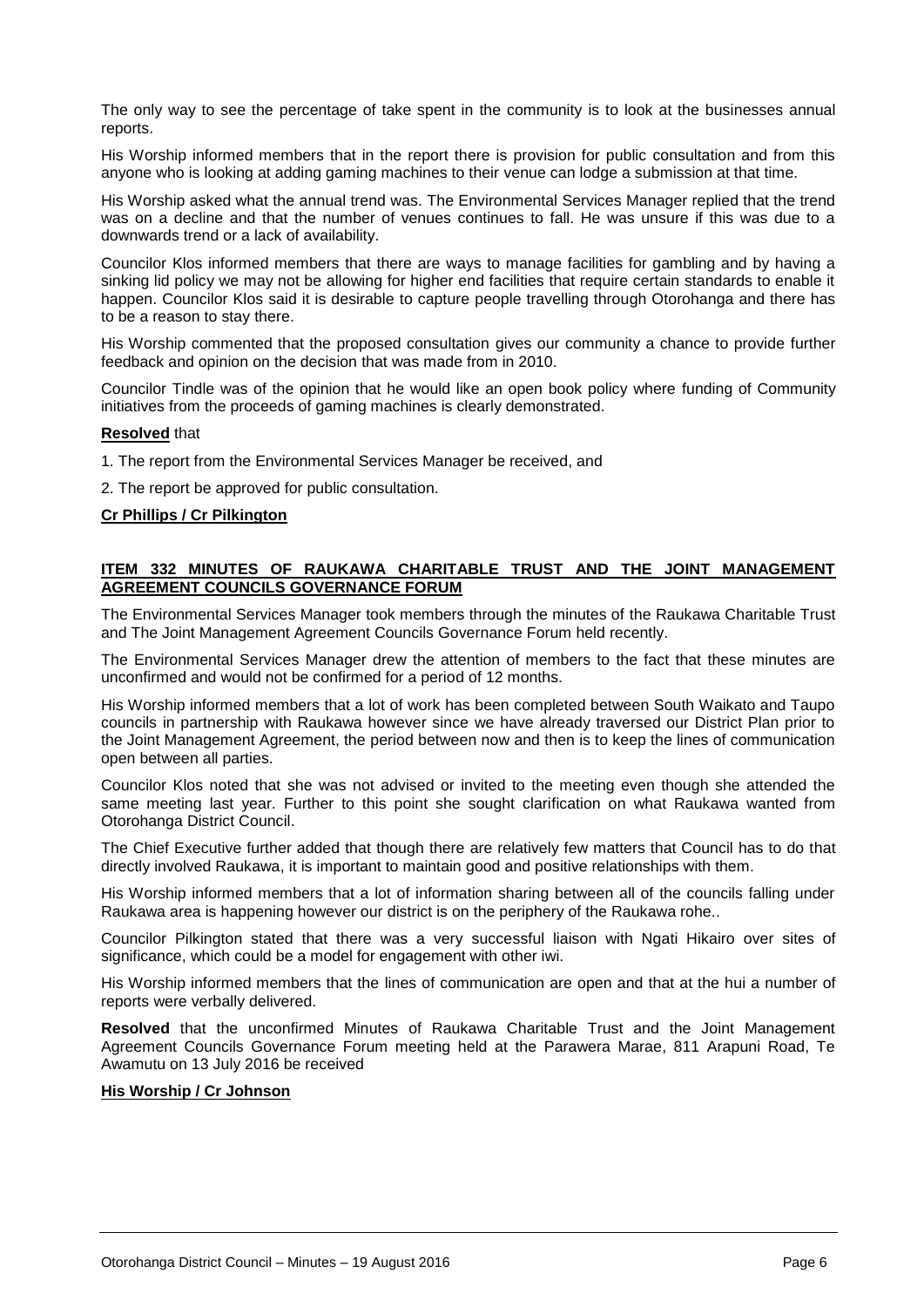The only way to see the percentage of take spent in the community is to look at the businesses annual reports.

His Worship informed members that in the report there is provision for public consultation and from this anyone who is looking at adding gaming machines to their venue can lodge a submission at that time.

His Worship asked what the annual trend was. The Environmental Services Manager replied that the trend was on a decline and that the number of venues continues to fall. He was unsure if this was due to a downwards trend or a lack of availability.

Councilor Klos informed members that there are ways to manage facilities for gambling and by having a sinking lid policy we may not be allowing for higher end facilities that require certain standards to enable it happen. Councilor Klos said it is desirable to capture people travelling through Otorohanga and there has to be a reason to stay there.

His Worship commented that the proposed consultation gives our community a chance to provide further feedback and opinion on the decision that was made from in 2010.

Councilor Tindle was of the opinion that he would like an open book policy where funding of Community initiatives from the proceeds of gaming machines is clearly demonstrated.

**Resolved** that

1. The report from the Environmental Services Manager be received, and

2. The report be approved for public consultation.

**Cr Phillips / Cr Pilkington**

## ITEM 332 MINUTES OF RAUKAWA CHARITABLE TRUST AND THE JOINT MANAGEMENT AGREEMENT COUNCILS GOVERNANCE FORUM

The Environmental Services Manager took members through the minutes of the Raukawa Charitable Trust and The Joint Management Agreement Councils Governance Forum held recently.

The Environmental Services Manager drew the attention of members to the fact that these minutes are unconfirmed and would not be confirmed for a period of 12 months.

His Worship informed members that a lot of work has been completed between South Waikato and Taupo councils in partnership with Raukawa however since we have already traversed our District Plan prior to the Joint Management Agreement, the period between now and then is to keep the lines of communication open between all parties.

Councilor Klos noted that she was not advised or invited to the meeting even though she attended the same meeting last year. Further to this point she sought clarification on what Raukawa wanted from Otorohanga District Council.

The Chief Executive further added that though there are relatively few matters that Council has to do that directly involved Raukawa, it is important to maintain good and positive relationships with them.

His Worship informed members that a lot of information sharing between all of the councils falling under Raukawa area is happening however our district is on the periphery of the Raukawa rohe..

Councilor Pilkington stated that there was a very successful liaison with Ngati Hikairo over sites of significance, which could be a model for engagement with other iwi.

His Worship informed members that the lines of communication are open and that at the hui a number of reports were verbally delivered.

**Resolved** that the unconfirmed Minutes of Raukawa Charitable Trust and the Joint Management Agreement Councils Governance Forum meeting held at the Parawera Marae, 811 Arapuni Road, Te Awamutu on 13 July 2016 be received

**His Worship / Cr Johnson**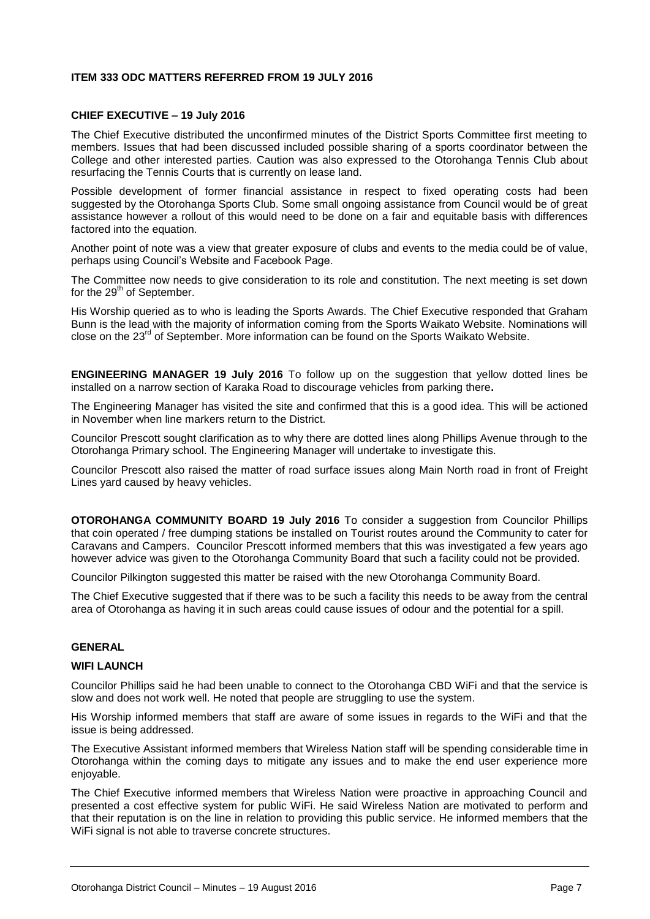## ITEM 333 ODC MATTERS REFERRED FROM 19 JULY 2016

### CHIEF EXECUTIVE – 19 July 2016

The Chief Executive distributed the unconfirmed minutes of the District Sports Committee first meeting to members. Issues that had been discussed included possible sharing of a sports coordinator between the College and other interested parties. Caution was also expressed to the Otorohanga Tennis Club about resurfacing the Tennis Courts that is currently on lease land.

Possible development of former financial assistance in respect to fixed operating costs had been suggested by the Otorohanga Sports Club. Some small ongoing assistance from Council would be of great assistance however a rollout of this would need to be done on a fair and equitable basis with differences factored into the equation.

Another point of note was a view that greater exposure of clubs and events to the media could be of value, perhaps using Council's Website and Facebook Page.

The Committee now needs to give consideration to its role and constitution. The next meeting is set down for the 29th of September.

His Worship queried as to who is leading the Sports Awards. The Chief Executive responded that Graham Bunn is the lead with the majority of information coming from the Sports Waikato Website. Nominations will close on the 23rd of September. More information can be found on the Sports Waikato Website.

**ENGINEERING MANAGER 19 July 2016** To follow up on the suggestion that yellow dotted lines be installed on a narrow section of Karaka Road to discourage vehicles from parking there**.**

The Engineering Manager has visited the site and confirmed that this is a good idea. This will be actioned in November when line markers return to the District.

Councilor Prescott sought clarification as to why there are dotted lines along Phillips Avenue through to the Otorohanga Primary school. The Engineering Manager will undertake to investigate this.

Councilor Prescott also raised the matter of road surface issues along Main North road in front of Freight Lines yard caused by heavy vehicles.

**OTOROHANGA COMMUNITY BOARD 19 July 2016** To consider a suggestion from Councilor Phillips that coin operated / free dumping stations be installed on Tourist routes around the Community to cater for Caravans and Campers. Councilor Prescott informed members that this was investigated a few years ago however advice was given to the Otorohanga Community Board that such a facility could not be provided.

Councilor Pilkington suggested this matter be raised with the new Otorohanga Community Board.

The Chief Executive suggested that if there was to be such a facility this needs to be away from the central area of Otorohanga as having it in such areas could cause issues of odour and the potential for a spill.

### GENERAL

### WIFI LAUNCH

Councilor Phillips said he had been unable to connect to the Otorohanga CBD WiFi and that the service is slow and does not work well. He noted that people are struggling to use the system.

His Worship informed members that staff are aware of some issues in regards to the WiFi and that the issue is being addressed.

The Executive Assistant informed members that Wireless Nation staff will be spending considerable time in Otorohanga within the coming days to mitigate any issues and to make the end user experience more enjoyable.

The Chief Executive informed members that Wireless Nation were proactive in approaching Council and presented a cost effective system for public WiFi. He said Wireless Nation are motivated to perform and that their reputation is on the line in relation to providing this public service. He informed members that the WiFi signal is not able to traverse concrete structures.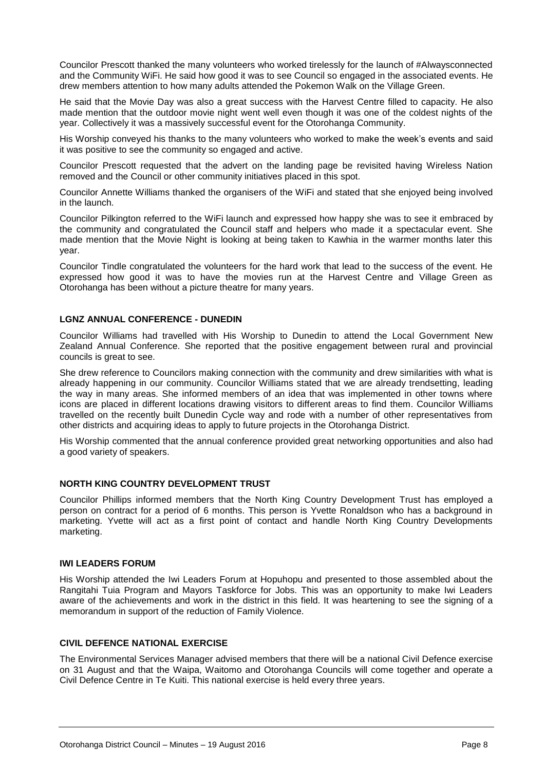Councilor Prescott thanked the many volunteers who worked tirelessly for the launch of #Alwaysconnected and the Community WiFi. He said how good it was to see Council so engaged in the associated events. He drew members attention to how many adults attended the Pokemon Walk on the Village Green.

He said that the Movie Day was also a great success with the Harvest Centre filled to capacity. He also made mention that the outdoor movie night went well even though it was one of the coldest nights of the year. Collectively it was a massively successful event for the Otorohanga Community.

His Worship conveyed his thanks to the many volunteers who worked to make the week's events and said it was positive to see the community so engaged and active.

Councilor Prescott requested that the advert on the landing page be revisited having Wireless Nation removed and the Council or other community initiatives placed in this spot.

Councilor Annette Williams thanked the organisers of the WiFi and stated that she enjoyed being involved in the launch.

Councilor Pilkington referred to the WiFi launch and expressed how happy she was to see it embraced by the community and congratulated the Council staff and helpers who made it a spectacular event. She made mention that the Movie Night is looking at being taken to Kawhia in the warmer months later this year.

Councilor Tindle congratulated the volunteers for the hard work that lead to the success of the event. He expressed how good it was to have the movies run at the Harvest Centre and Village Green as Otorohanga has been without a picture theatre for many years.

**LGNZ ANNUAL CONFERENCE - DUNEDIN**

Councilor Williams had travelled with His Worship to Dunedin to attend the Local Government New Zealand Annual Conference. She reported that the positive engagement between rural and provincial councils is great to see.

She drew reference to Councilors making connection with the community and drew similarities with what is already happening in our community. Councilor Williams stated that we are already trendsetting, leading the way in many areas. She informed members of an idea that was implemented in other towns where icons are placed in different locations drawing visitors to different areas to find them. Councilor Williams travelled on the recently built Dunedin Cycle way and rode with a number of other representatives from other districts and acquiring ideas to apply to future projects in the Otorohanga District.

His Worship commented that the annual conference provided great networking opportunities and also had a good variety of speakers.

**NORTH KING COUNTRY DEVELOPMENT TRUST**

Councilor Phillips informed members that the North King Country Development Trust has employed a person on contract for a period of 6 months. This person is Yvette Ronaldson who has a background in marketing. Yvette will act as a first point of contact and handle North King Country Developments marketing.

**IWI LEADERS FORUM**

His Worship attended the Iwi Leaders Forum at Hopuhopu and presented to those assembled about the Rangitahi Tuia Program and Mayors Taskforce for Jobs. This was an opportunity to make Iwi Leaders aware of the achievements and work in the district in this field. It was heartening to see the signing of a memorandum in support of the reduction of Family Violence.

**CIVIL DEFENCE NATIONAL EXERCISE**

The Environmental Services Manager advised members that there will be a national Civil Defence exercise on 31 August and that the Waipa, Waitomo and Otorohanga Councils will come together and operate a Civil Defence Centre in Te Kuiti. This national exercise is held every three years.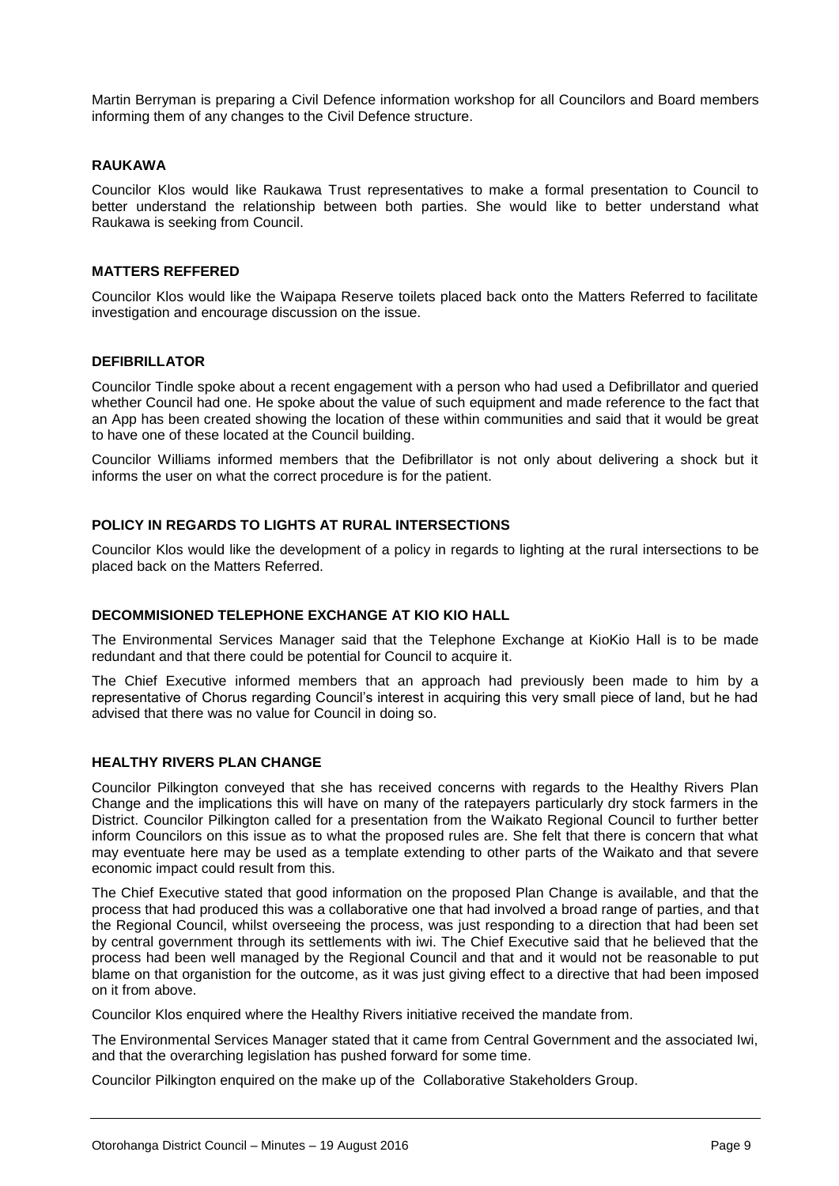Martin Berryman is preparing a Civil Defence information workshop for all Councilors and Board members informing them of any changes to the Civil Defence structure.

### RAUKAWA

Councilor Klos would like Raukawa Trust representatives to make a formal presentation to Council to better understand the relationship between both parties. She would like to better understand what Raukawa is seeking from Council.

### MATTERS REFFERED

Councilor Klos would like the Waipapa Reserve toilets placed back onto the Matters Referred to facilitate investigation and encourage discussion on the issue.

### DEFIBRILLATOR

Councilor Tindle spoke about a recent engagement with a person who had used a Defibrillator and queried whether Council had one. He spoke about the value of such equipment and made reference to the fact that an App has been created showing the location of these within communities and said that it would be great to have one of these located at the Council building.

Councilor Williams informed members that the Defibrillator is not only about delivering a shock but it informs the user on what the correct procedure is for the patient.

### POLICY IN REGARDS TO LIGHTS AT RURAL INTERSECTIONS

Councilor Klos would like the development of a policy in regards to lighting at the rural intersections to be placed back on the Matters Referred.

### DECOMMISIONED TELEPHONE EXCHANGE AT KIO KIO HALL

The Environmental Services Manager said that the Telephone Exchange at KioKio Hall is to be made redundant and that there could be potential for Council to acquire it.

The Chief Executive informed members that an approach had previously been made to him by a representative of Chorus regarding Council's interest in acquiring this very small piece of land, but he had advised that there was no value for Council in doing so.

### HEALTHY RIVERS PLAN CHANGE

Councilor Pilkington conveyed that she has received concerns with regards to the Healthy Rivers Plan Change and the implications this will have on many of the ratepayers particularly dry stock farmers in the District. Councilor Pilkington called for a presentation from the Waikato Regional Council to further better inform Councilors on this issue as to what the proposed rules are. She felt that there is concern that what may eventuate here may be used as a template extending to other parts of the Waikato and that severe economic impact could result from this.

The Chief Executive stated that good information on the proposed Plan Change is available, and that the process that had produced this was a collaborative one that had involved a broad range of parties, and that the Regional Council, whilst overseeing the process, was just responding to a direction that had been set by central government through its settlements with iwi. The Chief Executive said that he believed that the process had been well managed by the Regional Council and that and it would not be reasonable to put blame on that organistion for the outcome, as it was just giving effect to a directive that had been imposed on it from above.

Councilor Klos enquired where the Healthy Rivers initiative received the mandate from.

The Environmental Services Manager stated that it came from Central Government and the associated Iwi, and that the overarching legislation has pushed forward for some time.

Councilor Pilkington enquired on the make up of the Collaborative Stakeholders Group.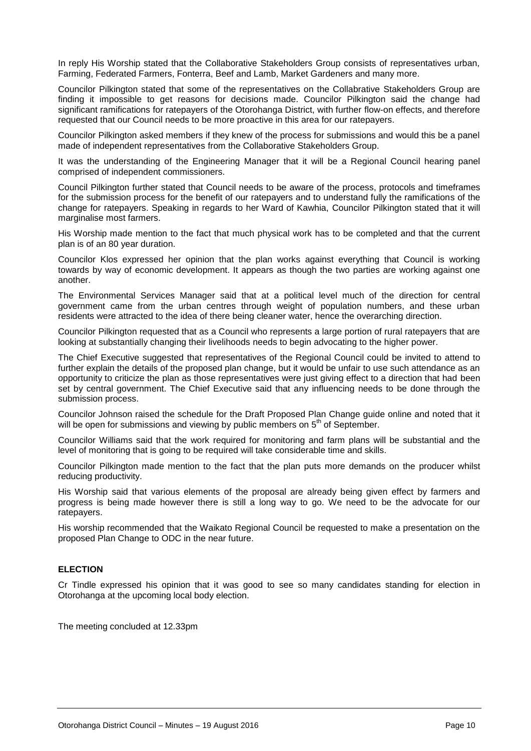In reply His Worship stated that the Collaborative Stakeholders Group consists of representatives urban, Farming, Federated Farmers, Fonterra, Beef and Lamb, Market Gardeners and many more.

Councilor Pilkington stated that some of the representatives on the Collabrative Stakeholders Group are finding it impossible to get reasons for decisions made. Councilor Pilkington said the change had significant ramifications for ratepayers of the Otorohanga District, with further flow-on effects, and therefore requested that our Council needs to be more proactive in this area for our ratepayers.

Councilor Pilkington asked members if they knew of the process for submissions and would this be a panel made of independent representatives from the Collaborative Stakeholders Group.

It was the understanding of the Engineering Manager that it will be a Regional Council hearing panel comprised of independent commissioners.

Council Pilkington further stated that Council needs to be aware of the process, protocols and timeframes for the submission process for the benefit of our ratepayers and to understand fully the ramifications of the change for ratepayers. Speaking in regards to her Ward of Kawhia, Councilor Pilkington stated that it will marginalise most farmers.

His Worship made mention to the fact that much physical work has to be completed and that the current plan is of an 80 year duration.

Councilor Klos expressed her opinion that the plan works against everything that Council is working towards by way of economic development. It appears as though the two parties are working against one another.

The Environmental Services Manager said that at a political level much of the direction for central government came from the urban centres through weight of population numbers, and these urban residents were attracted to the idea of there being cleaner water, hence the overarching direction.

Councilor Pilkington requested that as a Council who represents a large portion of rural ratepayers that are looking at substantially changing their livelihoods needs to begin advocating to the higher power.

The Chief Executive suggested that representatives of the Regional Council could be invited to attend to further explain the details of the proposed plan change, but it would be unfair to use such attendance as an opportunity to criticize the plan as those representatives were just giving effect to a direction that had been set by central government. The Chief Executive said that any influencing needs to be done through the submission process.

Councilor Johnson raised the schedule for the Draft Proposed Plan Change guide online and noted that it will be open for submissions and viewing by public members on 5th of September.

Councilor Williams said that the work required for monitoring and farm plans will be substantial and the level of monitoring that is going to be required will take considerable time and skills.

Councilor Pilkington made mention to the fact that the plan puts more demands on the producer whilst reducing productivity.

His Worship said that various elements of the proposal are already being given effect by farmers and progress is being made however there is still a long way to go. We need to be the advocate for our ratepayers.

His worship recommended that the Waikato Regional Council be requested to make a presentation on the proposed Plan Change to ODC in the near future.

**ELECTION**

Cr Tindle expressed his opinion that it was good to see so many candidates standing for election in Otorohanga at the upcoming local body election.

The meeting concluded at 12.33pm